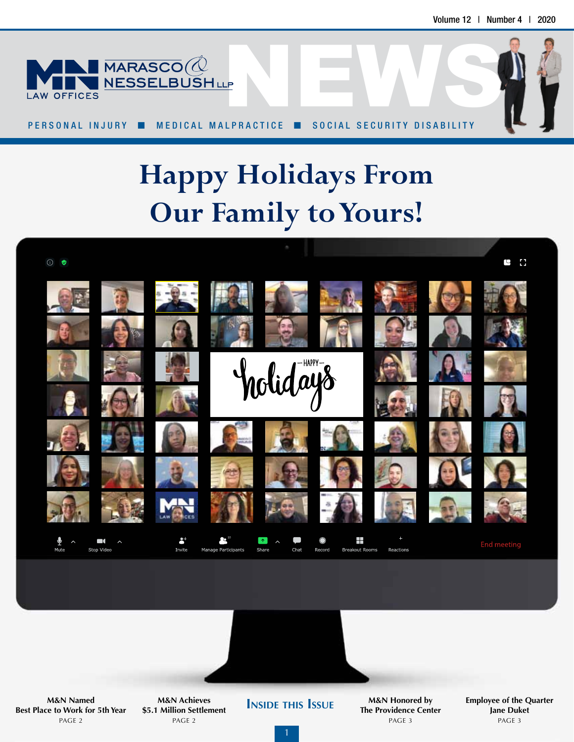MARASCO & NESSELBUSH LLP

LAW OFFICES

# NEWS

PERSONAL INJURY ■ MEDICAL MALPRACTICE ■ SOCIAL SECURITY DISABILITY

# Happy Holidays From Our Family to Yours!

## Inside this Issue

**M&N Named Best Place to Work for 5th Year**
PAGE 2

**M&N Achieves $5.1 Million Settlement**
PAGE 2

**M&N Honored by The Providence Center**
PAGE 3

**Employee of the Quarter Jane Duket**
PAGE 3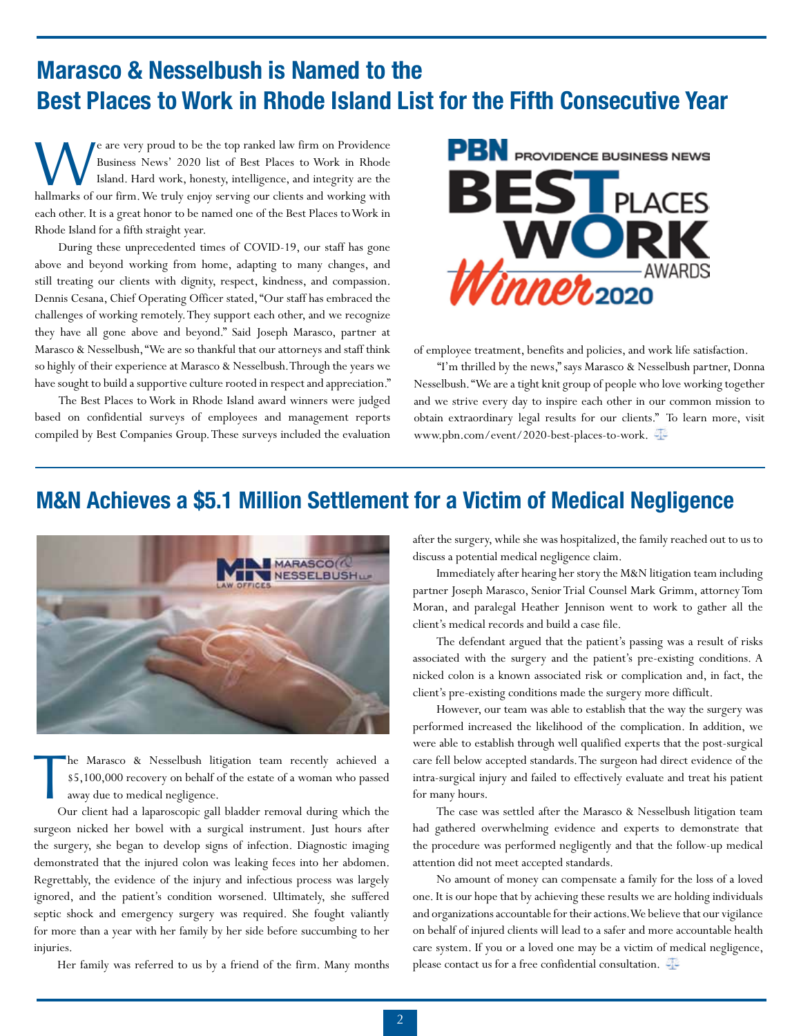# Marasco & Nesselbush is Named to the Best Places to Work in Rhode Island List for the Fifth Consecutive Year

We are very proud to be the top ranked law firm on Providence Business News' 2020 list of Best Places to Work in Rhode Island. Hard work, honesty, intelligence, and integrity are the hallmarks of our firm. We truly enjoy serving our clients and working with each other. It is a great honor to be named one of the Best Places to Work in Rhode Island for a fifth straight year.

During these unprecedented times of COVID-19, our staff has gone above and beyond working from home, adapting to many changes, and still treating our clients with dignity, respect, kindness, and compassion. Dennis Cesana, Chief Operating Officer stated, "Our staff has embraced the challenges of working remotely. They support each other, and we recognize they have all gone above and beyond." Said Joseph Marasco, partner at Marasco & Nesselbush, "We are so thankful that our attorneys and staff think so highly of their experience at Marasco & Nesselbush. Through the years we have sought to build a supportive culture rooted in respect and appreciation."

The Best Places to Work in Rhode Island award winners were judged based on confidential surveys of employees and management reports compiled by Best Companies Group. These surveys included the evaluation of employee treatment, benefits and policies, and work life satisfaction.

"I'm thrilled by the news," says Marasco & Nesselbush partner, Donna Nesselbush. "We are a tight knit group of people who love working together and we strive every day to inspire each other in our common mission to obtain extraordinary legal results for our clients." To learn more, visit www.pbn.com/event/2020-best-places-to-work.

# M&N Achieves a $5.1 Million Settlement for a Victim of Medical Negligence

The Marasco & Nesselbush litigation team recently achieved a $5,100,000 recovery on behalf of the estate of a woman who passed away due to medical negligence.

Our client had a laparoscopic gall bladder removal during which the surgeon nicked her bowel with a surgical instrument. Just hours after the surgery, she began to develop signs of infection. Diagnostic imaging demonstrated that the injured colon was leaking feces into her abdomen. Regrettably, the evidence of the injury and infectious process was largely ignored, and the patient's condition worsened. Ultimately, she suffered septic shock and emergency surgery was required. She fought valiantly for more than a year with her family by her side before succumbing to her injuries.

Her family was referred to us by a friend of the firm. Many months after the surgery, while she was hospitalized, the family reached out to us to discuss a potential medical negligence claim.

Immediately after hearing her story the M&N litigation team including partner Joseph Marasco, Senior Trial Counsel Mark Grimm, attorney Tom Moran, and paralegal Heather Jennison went to work to gather all the client's medical records and build a case file.

The defendant argued that the patient's passing was a result of risks associated with the surgery and the patient's pre-existing conditions. A nicked colon is a known associated risk or complication and, in fact, the client's pre-existing conditions made the surgery more difficult.

However, our team was able to establish that the way the surgery was performed increased the likelihood of the complication. In addition, we were able to establish through well qualified experts that the post-surgical care fell below accepted standards. The surgeon had direct evidence of the intra-surgical injury and failed to effectively evaluate and treat his patient for many hours.

The case was settled after the Marasco & Nesselbush litigation team had gathered overwhelming evidence and experts to demonstrate that the procedure was performed negligently and that the follow-up medical attention did not meet accepted standards.

No amount of money can compensate a family for the loss of a loved one. It is our hope that by achieving these results we are holding individuals and organizations accountable for their actions. We believe that our vigilance on behalf of injured clients will lead to a safer and more accountable health care system. If you or a loved one may be a victim of medical negligence, please contact us for a free confidential consultation.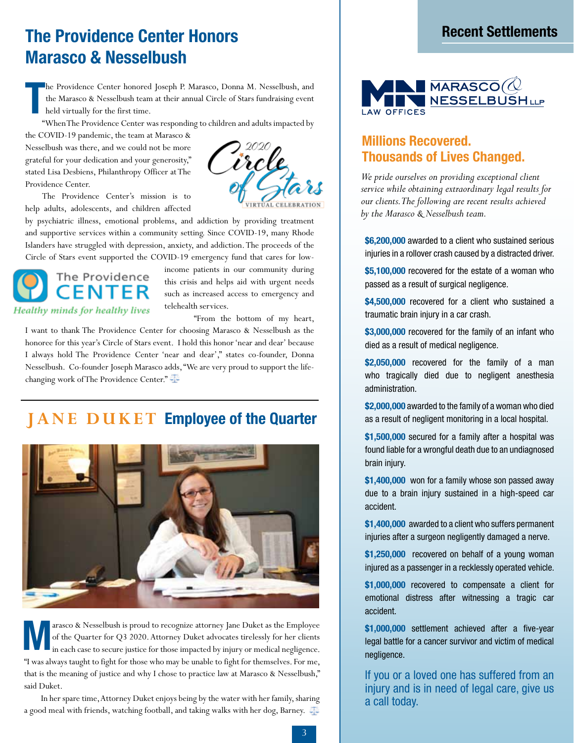# The Providence Center Honors Marasco & Nesselbush

The Providence Center honored Joseph P. Marasco, Donna M. Nesselbush, and the Marasco & Nesselbush team at their annual Circle of Stars fundraising event held virtually for the first time.

"When The Providence Center was responding to children and adults impacted by the COVID-19 pandemic, the team at Marasco & Nesselbush was there, and we could not be more grateful for your dedication and your generosity," stated Lisa Desbiens, Philanthropy Officer at The Providence Center.

2020 Circle of Stars
VIRTUAL CELEBRATION

The Providence Center's mission is to help adults, adolescents, and children affected by psychiatric illness, emotional problems, and addiction by providing treatment and supportive services within a community setting. Since COVID-19, many Rhode Islanders have struggled with depression, anxiety, and addiction. The proceeds of the Circle of Stars event supported the COVID-19 emergency fund that cares for low-income patients in our community during this crisis and helps aid with urgent needs such as increased access to emergency and telehealth services.

The Providence CENTER
*Healthy minds for healthy lives*

"From the bottom of my heart, I want to thank The Providence Center for choosing Marasco & Nesselbush as the honoree for this year's Circle of Stars event. I hold this honor 'near and dear' because I always hold The Providence Center 'near and dear'," states co-founder, Donna Nesselbush. Co-founder Joseph Marasco adds, "We are very proud to support the life-changing work of The Providence Center."

---

## JANE DUKET Employee of the Quarter

Marasco & Nesselbush is proud to recognize attorney Jane Duket as the Employee of the Quarter for Q3 2020. Attorney Duket advocates tirelessly for her clients in each case to secure justice for those impacted by injury or medical negligence. "I was always taught to fight for those who may be unable to fight for themselves. For me, that is the meaning of justice and why I chose to practice law at Marasco & Nesselbush," said Duket.

In her spare time, Attorney Duket enjoys being by the water with her family, sharing a good meal with friends, watching football, and taking walks with her dog, Barney.

---

## Recent Settlements

MN MARASCO & NESSELBUSH LLP
LAW OFFICES

### Millions Recovered. Thousands of Lives Changed.

*We pride ourselves on providing exceptional client service while obtaining extraordinary legal results for our clients. The following are recent results achieved by the Marasco & Nesselbush team.*

**$6,200,000** awarded to a client who sustained serious injuries in a rollover crash caused by a distracted driver.

**$5,100,000** recovered for the estate of a woman who passed as a result of surgical negligence.

**$4,500,000** recovered for a client who sustained a traumatic brain injury in a car crash.

**$3,000,000** recovered for the family of an infant who died as a result of medical negligence.

**$2,050,000** recovered for the family of a man who tragically died due to negligent anesthesia administration.

**$2,000,000** awarded to the family of a woman who died as a result of negligent monitoring in a local hospital.

**$1,500,000** secured for a family after a hospital was found liable for a wrongful death due to an undiagnosed brain injury.

**$1,400,000** won for a family whose son passed away due to a brain injury sustained in a high-speed car accident.

**$1,400,000** awarded to a client who suffers permanent injuries after a surgeon negligently damaged a nerve.

**$1,250,000** recovered on behalf of a young woman injured as a passenger in a recklessly operated vehicle.

**$1,000,000** recovered to compensate a client for emotional distress after witnessing a tragic car accident.

**$1,000,000** settlement achieved after a five-year legal battle for a cancer survivor and victim of medical negligence.

If you or a loved one has suffered from an injury and is in need of legal care, give us a call today.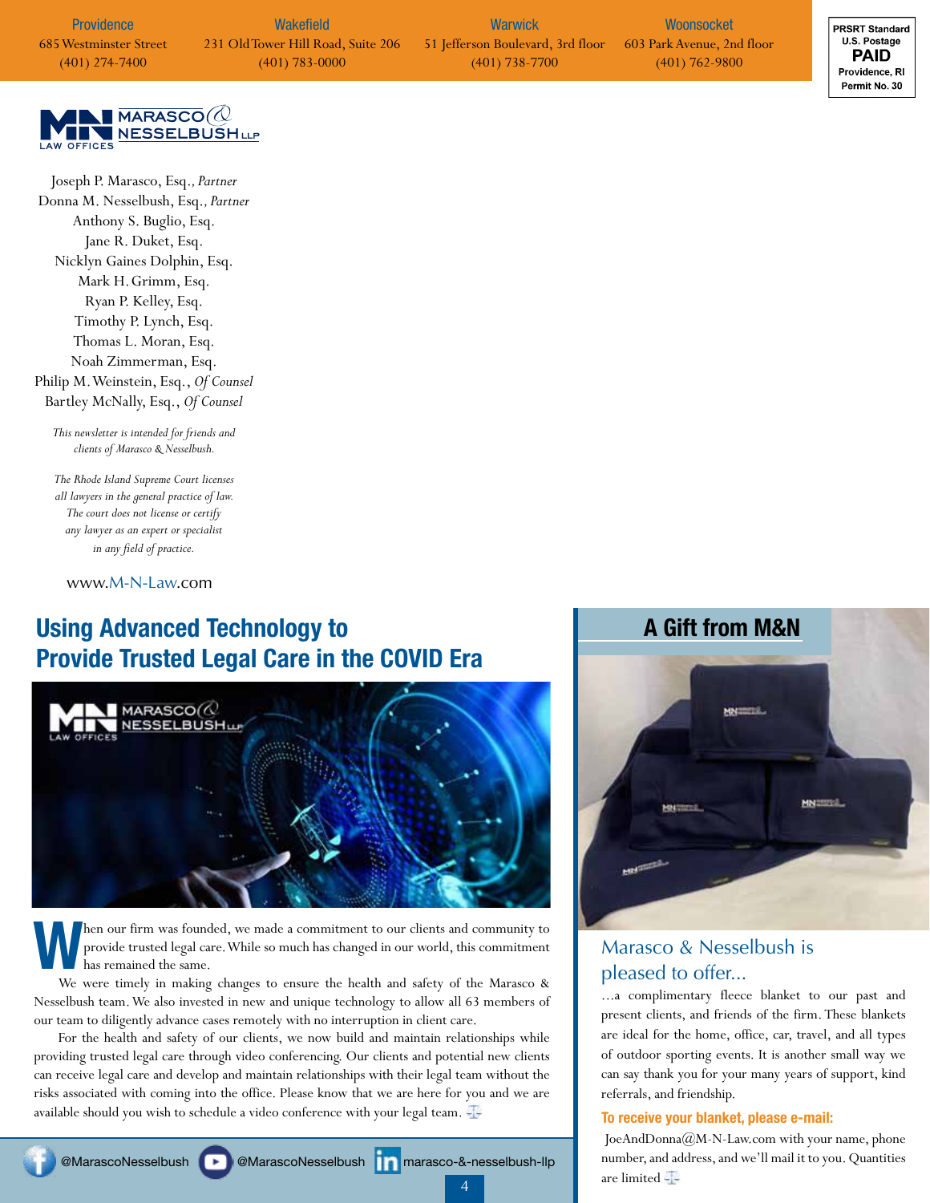| Providence | Wakefield | Warwick | Woonsocket |
| --- | --- | --- | --- |
| 685 Westminster Street | 231 Old Tower Hill Road, Suite 206 | 51 Jefferson Boulevard, 3rd floor | 603 Park Avenue, 2nd floor |
| (401) 274-7400 | (401) 783-0000 | (401) 738-7700 | (401) 762-9800 |

PRSRT Standard
U.S. Postage
**PAID**
Providence, RI
Permit No. 30

MARASCO & NESSELBUSH LLP
LAW OFFICES

Joseph P. Marasco, Esq., *Partner*
Donna M. Nesselbush, Esq., *Partner*
Anthony S. Buglio, Esq.
Jane R. Duket, Esq.
Nicklyn Gaines Dolphin, Esq.
Mark H. Grimm, Esq.
Ryan P. Kelley, Esq.
Timothy P. Lynch, Esq.
Thomas L. Moran, Esq.
Noah Zimmerman, Esq.
Philip M. Weinstein, Esq., *Of Counsel*
Bartley McNally, Esq., *Of Counsel*

*This newsletter is intended for friends and clients of Marasco & Nesselbush.*

*The Rhode Island Supreme Court licenses all lawyers in the general practice of law. The court does not license or certify any lawyer as an expert or specialist in any field of practice.*

www.M-N-Law.com

## Using Advanced Technology to Provide Trusted Legal Care in the COVID Era

When our firm was founded, we made a commitment to our clients and community to provide trusted legal care. While so much has changed in our world, this commitment has remained the same.

We were timely in making changes to ensure the health and safety of the Marasco & Nesselbush team. We also invested in new and unique technology to allow all 63 members of our team to diligently advance cases remotely with no interruption in client care.

For the health and safety of our clients, we now build and maintain relationships while providing trusted legal care through video conferencing. Our clients and potential new clients can receive legal care and develop and maintain relationships with their legal team without the risks associated with coming into the office. Please know that we are here for you and we are available should you wish to schedule a video conference with your legal team.

## A Gift from M&N

### Marasco & Nesselbush is pleased to offer...

...a complimentary fleece blanket to our past and present clients, and friends of the firm. These blankets are ideal for the home, office, car, travel, and all types of outdoor sporting events. It is another small way we can say thank you for your many years of support, kind referrals, and friendship.

**To receive your blanket, please e-mail:**

JoeAndDonna@M-N-Law.com with your name, phone number, and address, and we'll mail it to you. Quantities are limited

@MarascoNesselbush @MarascoNesselbush marasco-&-nesselbush-llp